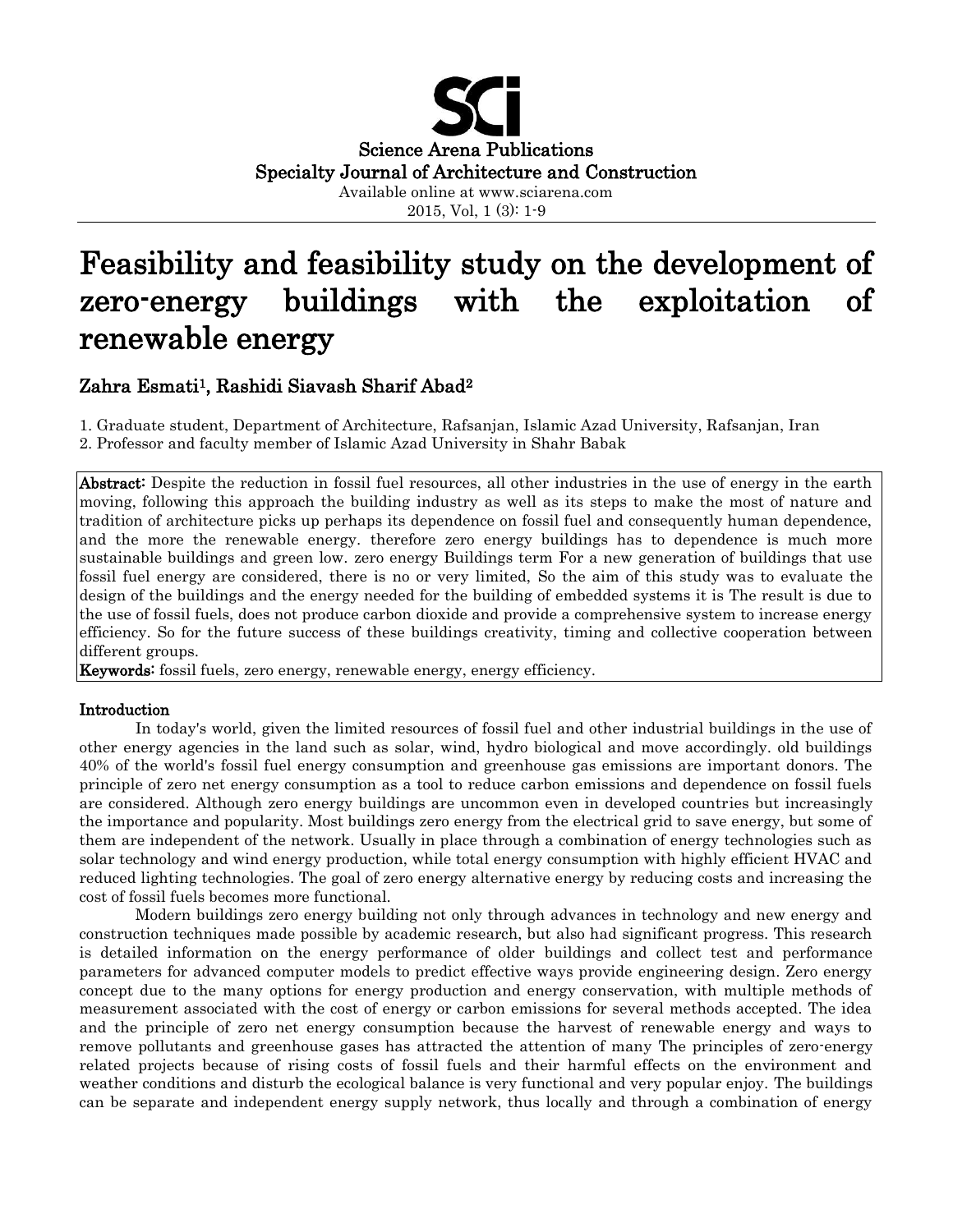Science Arena Publications
Specialty Journal of Architecture and Construction
Available online at www.sciarena.com

# Feasibility and feasibility study on the development of zero-energy buildings with the exploitation of renewable energy

## Zahra Esmati[1], Rashidi Siavash Sharif Abad[2]

1. Graduate student, Department of Architecture, Rafsanjan, Islamic Azad University, Rafsanjan, Iran
2. Professor and faculty member of Islamic Azad University in Shahr Babak

**Abstract:** Despite the reduction in fossil fuel resources, all other industries in the use of energy in the earth moving, following this approach the building industry as well as its steps to make the most of nature and tradition of architecture picks up perhaps its dependence on fossil fuel and consequently human dependence, and the more the renewable energy. therefore zero energy buildings has to dependence is much more sustainable buildings and green low. zero energy Buildings term For a new generation of buildings that use fossil fuel energy are considered, there is no or very limited, So the aim of this study was to evaluate the design of the buildings and the energy needed for the building of embedded systems it is The result is due to the use of fossil fuels, does not produce carbon dioxide and provide a comprehensive system to increase energy efficiency. So for the future success of these buildings creativity, timing and collective cooperation between different groups.

**Keywords:** fossil fuels, zero energy, renewable energy, energy efficiency.

## Introduction

In today's world, given the limited resources of fossil fuel and other industrial buildings in the use of other energy agencies in the land such as solar, wind, hydro biological and move accordingly. old buildings 40% of the world's fossil fuel energy consumption and greenhouse gas emissions are important donors. The principle of zero net energy consumption as a tool to reduce carbon emissions and dependence on fossil fuels are considered. Although zero energy buildings are uncommon even in developed countries but increasingly the importance and popularity. Most buildings zero energy from the electrical grid to save energy, but some of them are independent of the network. Usually in place through a combination of energy technologies such as solar technology and wind energy production, while total energy consumption with highly efficient HVAC and reduced lighting technologies. The goal of zero energy alternative energy by reducing costs and increasing the cost of fossil fuels becomes more functional.

Modern buildings zero energy building not only through advances in technology and new energy and construction techniques made possible by academic research, but also had significant progress. This research is detailed information on the energy performance of older buildings and collect test and performance parameters for advanced computer models to predict effective ways provide engineering design. Zero energy concept due to the many options for energy production and energy conservation, with multiple methods of measurement associated with the cost of energy or carbon emissions for several methods accepted. The idea and the principle of zero net energy consumption because the harvest of renewable energy and ways to remove pollutants and greenhouse gases has attracted the attention of many The principles of zero-energy related projects because of rising costs of fossil fuels and their harmful effects on the environment and weather conditions and disturb the ecological balance is very functional and very popular enjoy. The buildings can be separate and independent energy supply network, thus locally and through a combination of energy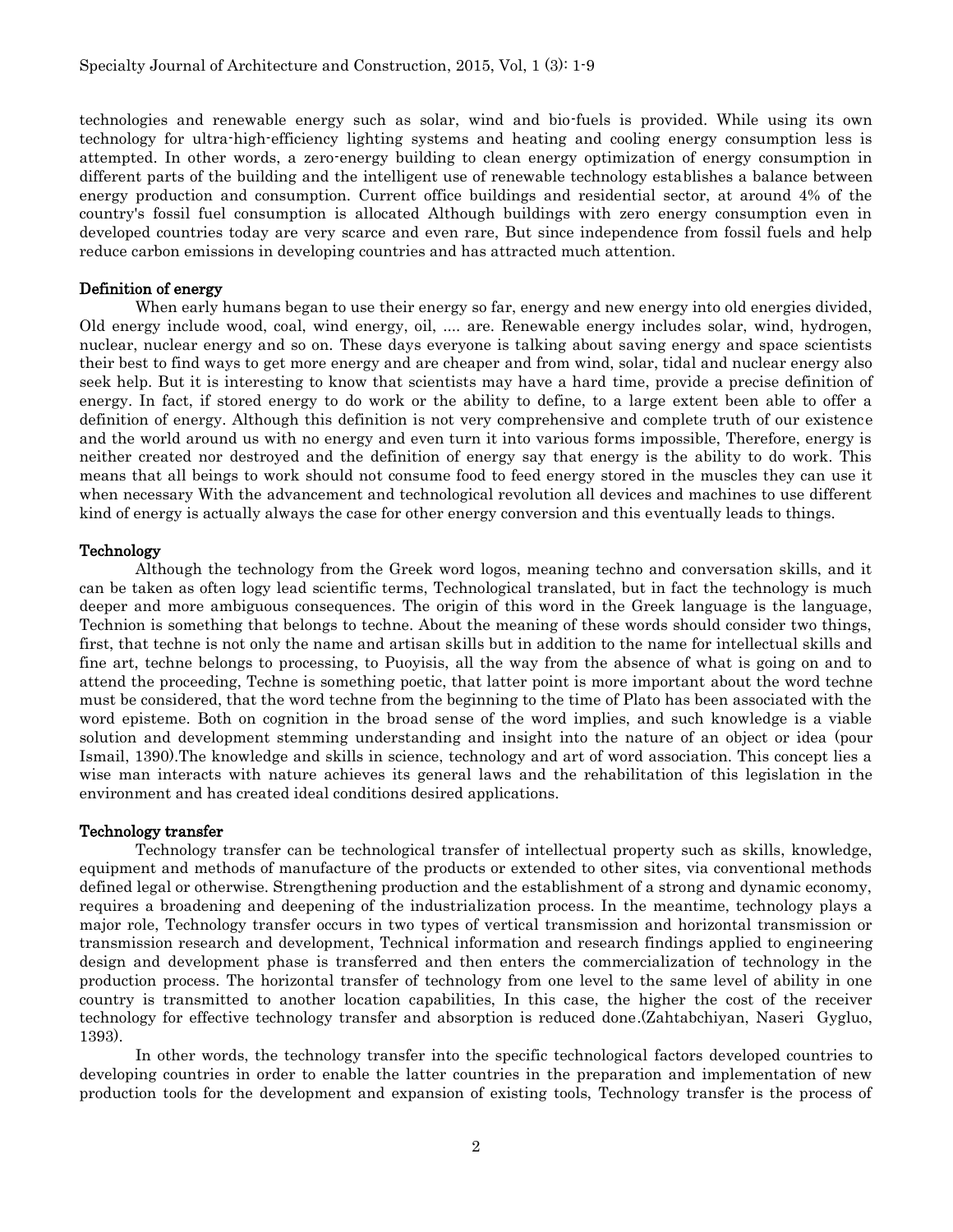technologies and renewable energy such as solar, wind and bio-fuels is provided. While using its own technology for ultra-high-efficiency lighting systems and heating and cooling energy consumption less is attempted. In other words, a zero-energy building to clean energy optimization of energy consumption in different parts of the building and the intelligent use of renewable technology establishes a balance between energy production and consumption. Current office buildings and residential sector, at around 4% of the country's fossil fuel consumption is allocated Although buildings with zero energy consumption even in developed countries today are very scarce and even rare, But since independence from fossil fuels and help reduce carbon emissions in developing countries and has attracted much attention.

## Definition of energy

When early humans began to use their energy so far, energy and new energy into old energies divided, Old energy include wood, coal, wind energy, oil, .... are. Renewable energy includes solar, wind, hydrogen, nuclear, nuclear energy and so on. These days everyone is talking about saving energy and space scientists their best to find ways to get more energy and are cheaper and from wind, solar, tidal and nuclear energy also seek help. But it is interesting to know that scientists may have a hard time, provide a precise definition of energy. In fact, if stored energy to do work or the ability to define, to a large extent been able to offer a definition of energy. Although this definition is not very comprehensive and complete truth of our existence and the world around us with no energy and even turn it into various forms impossible, Therefore, energy is neither created nor destroyed and the definition of energy say that energy is the ability to do work. This means that all beings to work should not consume food to feed energy stored in the muscles they can use it when necessary With the advancement and technological revolution all devices and machines to use different kind of energy is actually always the case for other energy conversion and this eventually leads to things.

## Technology

Although the technology from the Greek word logos, meaning techno and conversation skills, and it can be taken as often logy lead scientific terms, Technological translated, but in fact the technology is much deeper and more ambiguous consequences. The origin of this word in the Greek language is the language, Technion is something that belongs to techne. About the meaning of these words should consider two things, first, that techne is not only the name and artisan skills but in addition to the name for intellectual skills and fine art, techne belongs to processing, to Puoyisis, all the way from the absence of what is going on and to attend the proceeding, Techne is something poetic, that latter point is more important about the word techne must be considered, that the word techne from the beginning to the time of Plato has been associated with the word episteme. Both on cognition in the broad sense of the word implies, and such knowledge is a viable solution and development stemming understanding and insight into the nature of an object or idea (pour Ismail, 1390).The knowledge and skills in science, technology and art of word association. This concept lies a wise man interacts with nature achieves its general laws and the rehabilitation of this legislation in the environment and has created ideal conditions desired applications.

## Technology transfer

Technology transfer can be technological transfer of intellectual property such as skills, knowledge, equipment and methods of manufacture of the products or extended to other sites, via conventional methods defined legal or otherwise. Strengthening production and the establishment of a strong and dynamic economy, requires a broadening and deepening of the industrialization process. In the meantime, technology plays a major role, Technology transfer occurs in two types of vertical transmission and horizontal transmission or transmission research and development, Technical information and research findings applied to engineering design and development phase is transferred and then enters the commercialization of technology in the production process. The horizontal transfer of technology from one level to the same level of ability in one country is transmitted to another location capabilities, In this case, the higher the cost of the receiver technology for effective technology transfer and absorption is reduced done.(Zahtabchiyan, Naseri Gygluo, 1393).

In other words, the technology transfer into the specific technological factors developed countries to developing countries in order to enable the latter countries in the preparation and implementation of new production tools for the development and expansion of existing tools, Technology transfer is the process of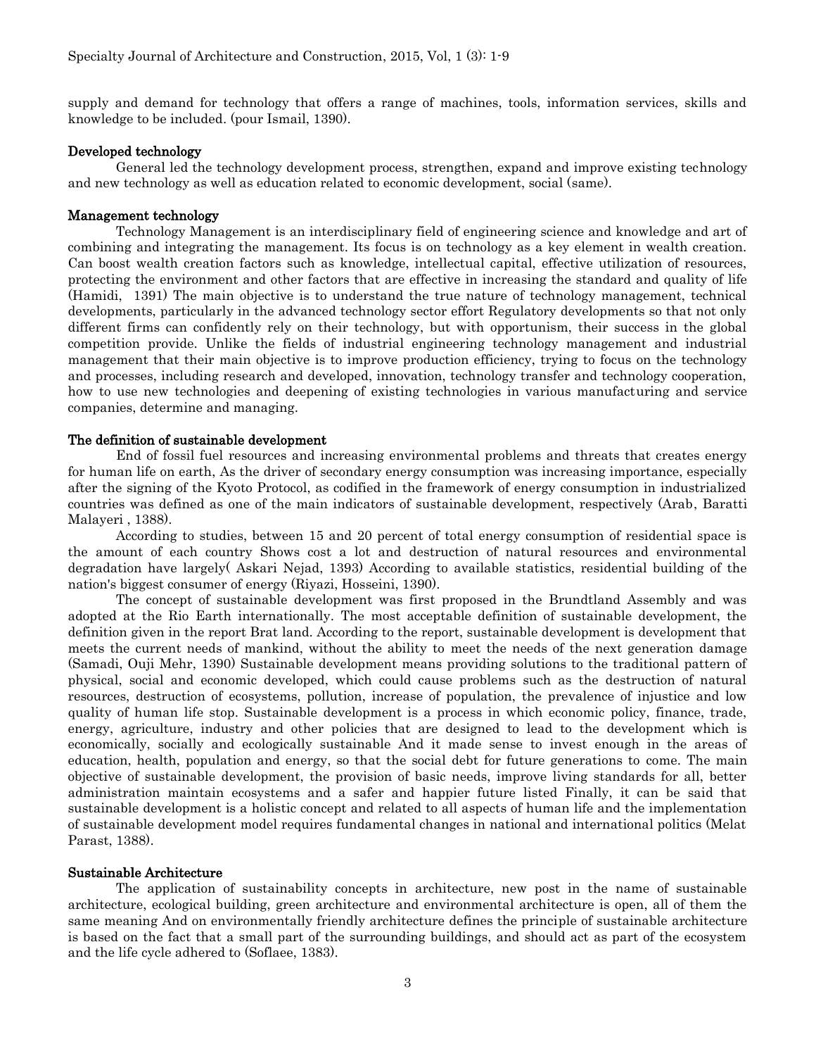supply and demand for technology that offers a range of machines, tools, information services, skills and knowledge to be included. (pour Ismail, 1390).

### Developed technology

General led the technology development process, strengthen, expand and improve existing technology and new technology as well as education related to economic development, social (same).

### Management technology

Technology Management is an interdisciplinary field of engineering science and knowledge and art of combining and integrating the management. Its focus is on technology as a key element in wealth creation. Can boost wealth creation factors such as knowledge, intellectual capital, effective utilization of resources, protecting the environment and other factors that are effective in increasing the standard and quality of life (Hamidi, 1391) The main objective is to understand the true nature of technology management, technical developments, particularly in the advanced technology sector effort Regulatory developments so that not only different firms can confidently rely on their technology, but with opportunism, their success in the global competition provide. Unlike the fields of industrial engineering technology management and industrial management that their main objective is to improve production efficiency, trying to focus on the technology and processes, including research and developed, innovation, technology transfer and technology cooperation, how to use new technologies and deepening of existing technologies in various manufacturing and service companies, determine and managing.

### The definition of sustainable development

End of fossil fuel resources and increasing environmental problems and threats that creates energy for human life on earth, As the driver of secondary energy consumption was increasing importance, especially after the signing of the Kyoto Protocol, as codified in the framework of energy consumption in industrialized countries was defined as one of the main indicators of sustainable development, respectively (Arab, Baratti Malayeri , 1388).

According to studies, between 15 and 20 percent of total energy consumption of residential space is the amount of each country Shows cost a lot and destruction of natural resources and environmental degradation have largely( Askari Nejad, 1393) According to available statistics, residential building of the nation's biggest consumer of energy (Riyazi, Hosseini, 1390).

The concept of sustainable development was first proposed in the Brundtland Assembly and was adopted at the Rio Earth internationally. The most acceptable definition of sustainable development, the definition given in the report Brat land. According to the report, sustainable development is development that meets the current needs of mankind, without the ability to meet the needs of the next generation damage (Samadi, Ouji Mehr, 1390) Sustainable development means providing solutions to the traditional pattern of physical, social and economic developed, which could cause problems such as the destruction of natural resources, destruction of ecosystems, pollution, increase of population, the prevalence of injustice and low quality of human life stop. Sustainable development is a process in which economic policy, finance, trade, energy, agriculture, industry and other policies that are designed to lead to the development which is economically, socially and ecologically sustainable And it made sense to invest enough in the areas of education, health, population and energy, so that the social debt for future generations to come. The main objective of sustainable development, the provision of basic needs, improve living standards for all, better administration maintain ecosystems and a safer and happier future listed Finally, it can be said that sustainable development is a holistic concept and related to all aspects of human life and the implementation of sustainable development model requires fundamental changes in national and international politics (Melat Parast, 1388).

### Sustainable Architecture

The application of sustainability concepts in architecture, new post in the name of sustainable architecture, ecological building, green architecture and environmental architecture is open, all of them the same meaning And on environmentally friendly architecture defines the principle of sustainable architecture is based on the fact that a small part of the surrounding buildings, and should act as part of the ecosystem and the life cycle adhered to (Soflaee, 1383).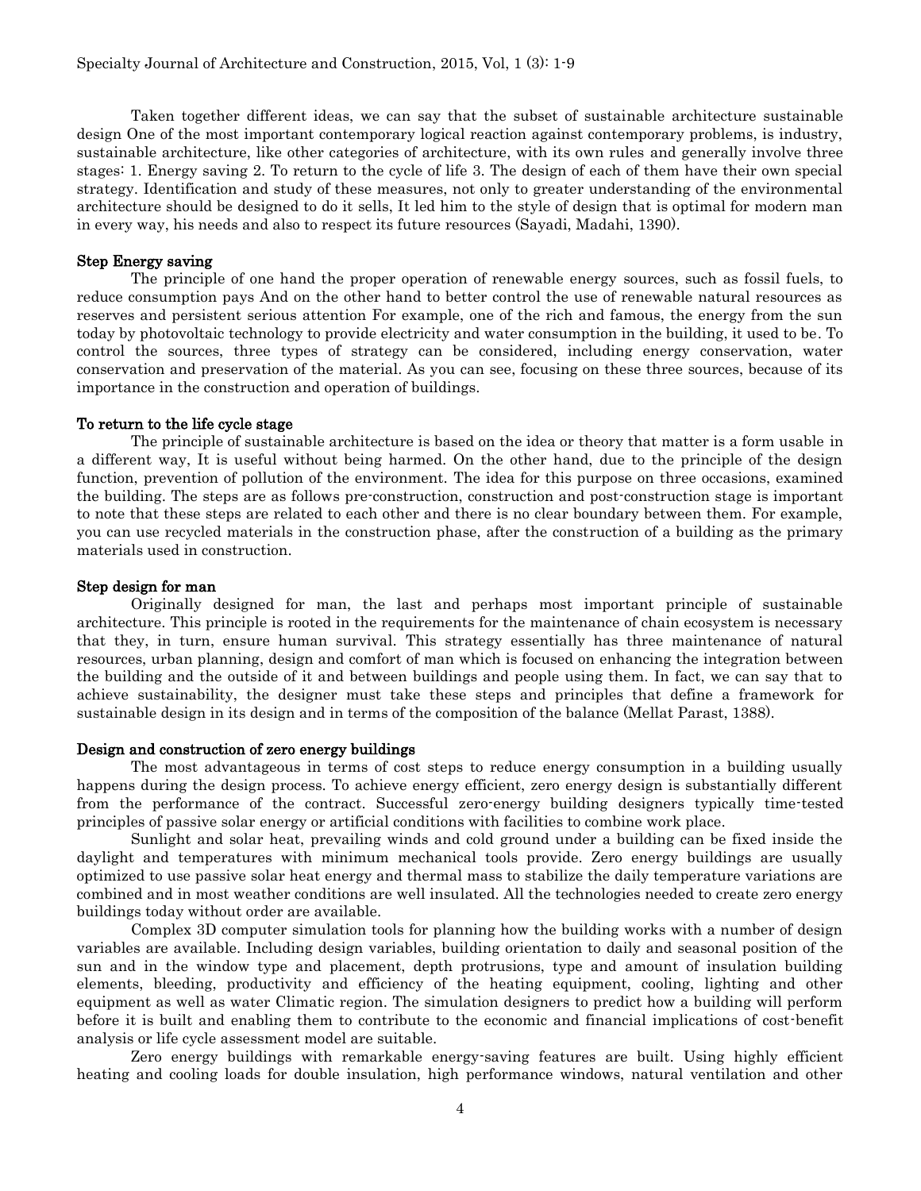Taken together different ideas, we can say that the subset of sustainable architecture sustainable design One of the most important contemporary logical reaction against contemporary problems, is industry, sustainable architecture, like other categories of architecture, with its own rules and generally involve three stages: 1. Energy saving 2. To return to the cycle of life 3. The design of each of them have their own special strategy. Identification and study of these measures, not only to greater understanding of the environmental architecture should be designed to do it sells, It led him to the style of design that is optimal for modern man in every way, his needs and also to respect its future resources (Sayadi, Madahi, 1390).

### Step Energy saving

The principle of one hand the proper operation of renewable energy sources, such as fossil fuels, to reduce consumption pays And on the other hand to better control the use of renewable natural resources as reserves and persistent serious attention For example, one of the rich and famous, the energy from the sun today by photovoltaic technology to provide electricity and water consumption in the building, it used to be. To control the sources, three types of strategy can be considered, including energy conservation, water conservation and preservation of the material. As you can see, focusing on these three sources, because of its importance in the construction and operation of buildings.

### To return to the life cycle stage

The principle of sustainable architecture is based on the idea or theory that matter is a form usable in a different way, It is useful without being harmed. On the other hand, due to the principle of the design function, prevention of pollution of the environment. The idea for this purpose on three occasions, examined the building. The steps are as follows pre-construction, construction and post-construction stage is important to note that these steps are related to each other and there is no clear boundary between them. For example, you can use recycled materials in the construction phase, after the construction of a building as the primary materials used in construction.

### Step design for man

Originally designed for man, the last and perhaps most important principle of sustainable architecture. This principle is rooted in the requirements for the maintenance of chain ecosystem is necessary that they, in turn, ensure human survival. This strategy essentially has three maintenance of natural resources, urban planning, design and comfort of man which is focused on enhancing the integration between the building and the outside of it and between buildings and people using them. In fact, we can say that to achieve sustainability, the designer must take these steps and principles that define a framework for sustainable design in its design and in terms of the composition of the balance (Mellat Parast, 1388).

### Design and construction of zero energy buildings

The most advantageous in terms of cost steps to reduce energy consumption in a building usually happens during the design process. To achieve energy efficient, zero energy design is substantially different from the performance of the contract. Successful zero-energy building designers typically time-tested principles of passive solar energy or artificial conditions with facilities to combine work place.

Sunlight and solar heat, prevailing winds and cold ground under a building can be fixed inside the daylight and temperatures with minimum mechanical tools provide. Zero energy buildings are usually optimized to use passive solar heat energy and thermal mass to stabilize the daily temperature variations are combined and in most weather conditions are well insulated. All the technologies needed to create zero energy buildings today without order are available.

Complex 3D computer simulation tools for planning how the building works with a number of design variables are available. Including design variables, building orientation to daily and seasonal position of the sun and in the window type and placement, depth protrusions, type and amount of insulation building elements, bleeding, productivity and efficiency of the heating equipment, cooling, lighting and other equipment as well as water Climatic region. The simulation designers to predict how a building will perform before it is built and enabling them to contribute to the economic and financial implications of cost-benefit analysis or life cycle assessment model are suitable.

Zero energy buildings with remarkable energy-saving features are built. Using highly efficient heating and cooling loads for double insulation, high performance windows, natural ventilation and other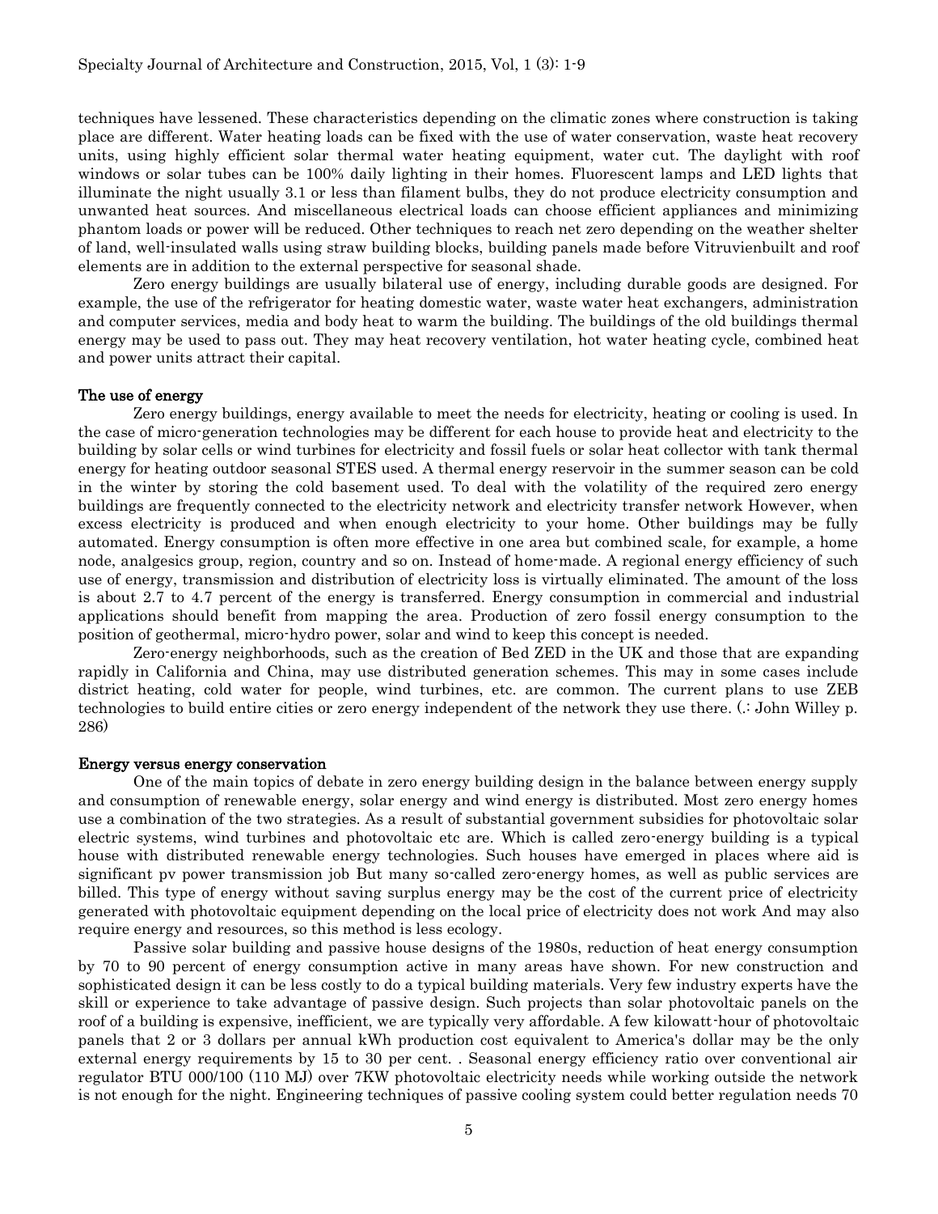techniques have lessened. These characteristics depending on the climatic zones where construction is taking place are different. Water heating loads can be fixed with the use of water conservation, waste heat recovery units, using highly efficient solar thermal water heating equipment, water cut. The daylight with roof windows or solar tubes can be 100% daily lighting in their homes. Fluorescent lamps and LED lights that illuminate the night usually 3.1 or less than filament bulbs, they do not produce electricity consumption and unwanted heat sources. And miscellaneous electrical loads can choose efficient appliances and minimizing phantom loads or power will be reduced. Other techniques to reach net zero depending on the weather shelter of land, well-insulated walls using straw building blocks, building panels made before Vitruvienbuilt and roof elements are in addition to the external perspective for seasonal shade.

Zero energy buildings are usually bilateral use of energy, including durable goods are designed. For example, the use of the refrigerator for heating domestic water, waste water heat exchangers, administration and computer services, media and body heat to warm the building. The buildings of the old buildings thermal energy may be used to pass out. They may heat recovery ventilation, hot water heating cycle, combined heat and power units attract their capital.

## The use of energy

Zero energy buildings, energy available to meet the needs for electricity, heating or cooling is used. In the case of micro-generation technologies may be different for each house to provide heat and electricity to the building by solar cells or wind turbines for electricity and fossil fuels or solar heat collector with tank thermal energy for heating outdoor seasonal STES used. A thermal energy reservoir in the summer season can be cold in the winter by storing the cold basement used. To deal with the volatility of the required zero energy buildings are frequently connected to the electricity network and electricity transfer network However, when excess electricity is produced and when enough electricity to your home. Other buildings may be fully automated. Energy consumption is often more effective in one area but combined scale, for example, a home node, analgesics group, region, country and so on. Instead of home-made. A regional energy efficiency of such use of energy, transmission and distribution of electricity loss is virtually eliminated. The amount of the loss is about 2.7 to 4.7 percent of the energy is transferred. Energy consumption in commercial and industrial applications should benefit from mapping the area. Production of zero fossil energy consumption to the position of geothermal, micro-hydro power, solar and wind to keep this concept is needed.

Zero-energy neighborhoods, such as the creation of Bed ZED in the UK and those that are expanding rapidly in California and China, may use distributed generation schemes. This may in some cases include district heating, cold water for people, wind turbines, etc. are common. The current plans to use ZEB technologies to build entire cities or zero energy independent of the network they use there. (.: John Willey p. 286)

## Energy versus energy conservation

One of the main topics of debate in zero energy building design in the balance between energy supply and consumption of renewable energy, solar energy and wind energy is distributed. Most zero energy homes use a combination of the two strategies. As a result of substantial government subsidies for photovoltaic solar electric systems, wind turbines and photovoltaic etc are. Which is called zero-energy building is a typical house with distributed renewable energy technologies. Such houses have emerged in places where aid is significant pv power transmission job But many so-called zero-energy homes, as well as public services are billed. This type of energy without saving surplus energy may be the cost of the current price of electricity generated with photovoltaic equipment depending on the local price of electricity does not work And may also require energy and resources, so this method is less ecology.

Passive solar building and passive house designs of the 1980s, reduction of heat energy consumption by 70 to 90 percent of energy consumption active in many areas have shown. For new construction and sophisticated design it can be less costly to do a typical building materials. Very few industry experts have the skill or experience to take advantage of passive design. Such projects than solar photovoltaic panels on the roof of a building is expensive, inefficient, we are typically very affordable. A few kilowatt-hour of photovoltaic panels that 2 or 3 dollars per annual kWh production cost equivalent to America's dollar may be the only external energy requirements by 15 to 30 per cent. . Seasonal energy efficiency ratio over conventional air regulator BTU 000/100 (110 MJ) over 7KW photovoltaic electricity needs while working outside the network is not enough for the night. Engineering techniques of passive cooling system could better regulation needs 70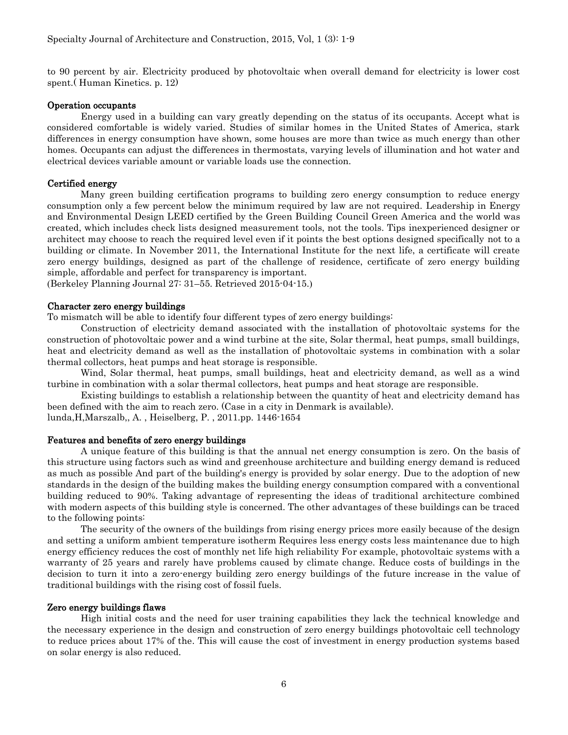to 90 percent by air. Electricity produced by photovoltaic when overall demand for electricity is lower cost spent.( Human Kinetics. p. 12)

### Operation occupants

Energy used in a building can vary greatly depending on the status of its occupants. Accept what is considered comfortable is widely varied. Studies of similar homes in the United States of America, stark differences in energy consumption have shown, some houses are more than twice as much energy than other homes. Occupants can adjust the differences in thermostats, varying levels of illumination and hot water and electrical devices variable amount or variable loads use the connection.

### Certified energy

Many green building certification programs to building zero energy consumption to reduce energy consumption only a few percent below the minimum required by law are not required. Leadership in Energy and Environmental Design LEED certified by the Green Building Council Green America and the world was created, which includes check lists designed measurement tools, not the tools. Tips inexperienced designer or architect may choose to reach the required level even if it points the best options designed specifically not to a building or climate. In November 2011, the International Institute for the next life, a certificate will create zero energy buildings, designed as part of the challenge of residence, certificate of zero energy building simple, affordable and perfect for transparency is important.
(Berkeley Planning Journal 27: 31–55. Retrieved 2015-04-15.)

### Character zero energy buildings

To mismatch will be able to identify four different types of zero energy buildings:

Construction of electricity demand associated with the installation of photovoltaic systems for the construction of photovoltaic power and a wind turbine at the site, Solar thermal, heat pumps, small buildings, heat and electricity demand as well as the installation of photovoltaic systems in combination with a solar thermal collectors, heat pumps and heat storage is responsible.

Wind, Solar thermal, heat pumps, small buildings, heat and electricity demand, as well as a wind turbine in combination with a solar thermal collectors, heat pumps and heat storage are responsible.

Existing buildings to establish a relationship between the quantity of heat and electricity demand has been defined with the aim to reach zero. (Case in a city in Denmark is available).
lunda,H,Marszalb,, A. , Heiselberg, P. , 2011.pp. 1446-1654

### Features and benefits of zero energy buildings

A unique feature of this building is that the annual net energy consumption is zero. On the basis of this structure using factors such as wind and greenhouse architecture and building energy demand is reduced as much as possible And part of the building's energy is provided by solar energy. Due to the adoption of new standards in the design of the building makes the building energy consumption compared with a conventional building reduced to 90%. Taking advantage of representing the ideas of traditional architecture combined with modern aspects of this building style is concerned. The other advantages of these buildings can be traced to the following points:

The security of the owners of the buildings from rising energy prices more easily because of the design and setting a uniform ambient temperature isotherm Requires less energy costs less maintenance due to high energy efficiency reduces the cost of monthly net life high reliability For example, photovoltaic systems with a warranty of 25 years and rarely have problems caused by climate change. Reduce costs of buildings in the decision to turn it into a zero-energy building zero energy buildings of the future increase in the value of traditional buildings with the rising cost of fossil fuels.

### Zero energy buildings flaws

High initial costs and the need for user training capabilities they lack the technical knowledge and the necessary experience in the design and construction of zero energy buildings photovoltaic cell technology to reduce prices about 17% of the. This will cause the cost of investment in energy production systems based on solar energy is also reduced.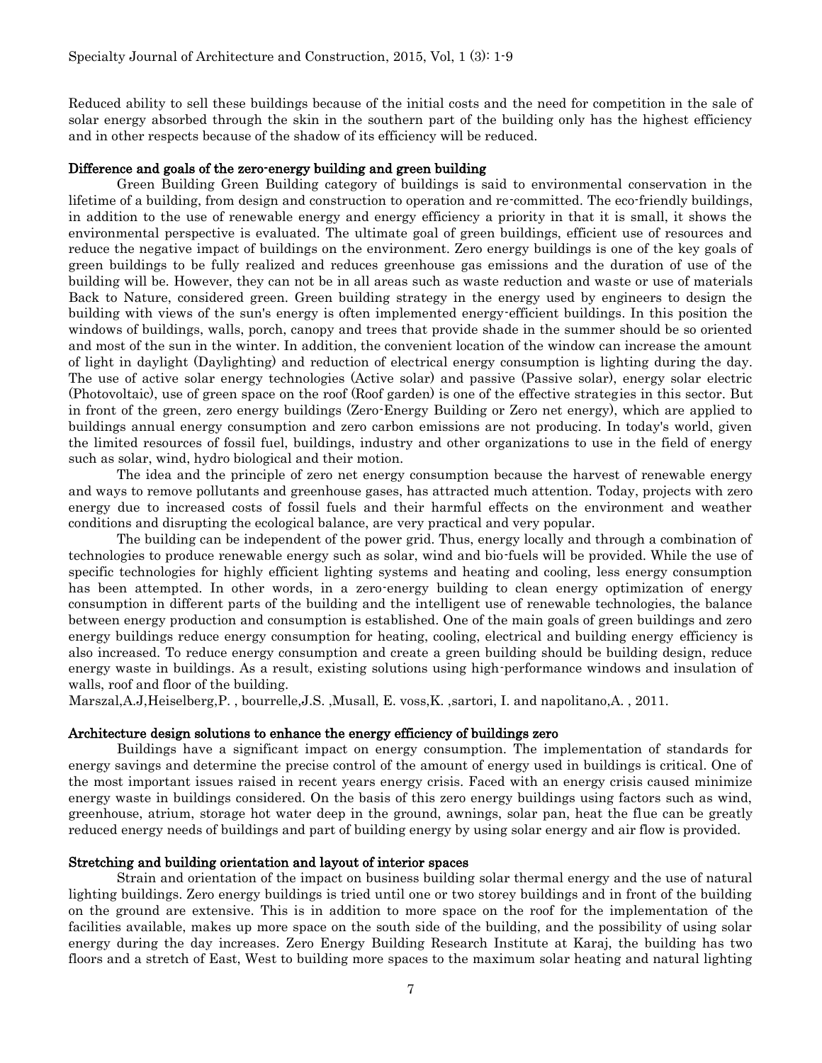Reduced ability to sell these buildings because of the initial costs and the need for competition in the sale of solar energy absorbed through the skin in the southern part of the building only has the highest efficiency and in other respects because of the shadow of its efficiency will be reduced.

## Difference and goals of the zero-energy building and green building

Green Building Green Building category of buildings is said to environmental conservation in the lifetime of a building, from design and construction to operation and re-committed. The eco-friendly buildings, in addition to the use of renewable energy and energy efficiency a priority in that it is small, it shows the environmental perspective is evaluated. The ultimate goal of green buildings, efficient use of resources and reduce the negative impact of buildings on the environment. Zero energy buildings is one of the key goals of green buildings to be fully realized and reduces greenhouse gas emissions and the duration of use of the building will be. However, they can not be in all areas such as waste reduction and waste or use of materials Back to Nature, considered green. Green building strategy in the energy used by engineers to design the building with views of the sun's energy is often implemented energy-efficient buildings. In this position the windows of buildings, walls, porch, canopy and trees that provide shade in the summer should be so oriented and most of the sun in the winter. In addition, the convenient location of the window can increase the amount of light in daylight (Daylighting) and reduction of electrical energy consumption is lighting during the day. The use of active solar energy technologies (Active solar) and passive (Passive solar), energy solar electric (Photovoltaic), use of green space on the roof (Roof garden) is one of the effective strategies in this sector. But in front of the green, zero energy buildings (Zero-Energy Building or Zero net energy), which are applied to buildings annual energy consumption and zero carbon emissions are not producing. In today's world, given the limited resources of fossil fuel, buildings, industry and other organizations to use in the field of energy such as solar, wind, hydro biological and their motion.

The idea and the principle of zero net energy consumption because the harvest of renewable energy and ways to remove pollutants and greenhouse gases, has attracted much attention. Today, projects with zero energy due to increased costs of fossil fuels and their harmful effects on the environment and weather conditions and disrupting the ecological balance, are very practical and very popular.

The building can be independent of the power grid. Thus, energy locally and through a combination of technologies to produce renewable energy such as solar, wind and bio-fuels will be provided. While the use of specific technologies for highly efficient lighting systems and heating and cooling, less energy consumption has been attempted. In other words, in a zero-energy building to clean energy optimization of energy consumption in different parts of the building and the intelligent use of renewable technologies, the balance between energy production and consumption is established. One of the main goals of green buildings and zero energy buildings reduce energy consumption for heating, cooling, electrical and building energy efficiency is also increased. To reduce energy consumption and create a green building should be building design, reduce energy waste in buildings. As a result, existing solutions using high-performance windows and insulation of walls, roof and floor of the building.

Marszal,A.J,Heiselberg,P. , bourrelle,J.S. ,Musall, E. voss,K. ,sartori, I. and napolitano,A. , 2011.

## Architecture design solutions to enhance the energy efficiency of buildings zero

Buildings have a significant impact on energy consumption. The implementation of standards for energy savings and determine the precise control of the amount of energy used in buildings is critical. One of the most important issues raised in recent years energy crisis. Faced with an energy crisis caused minimize energy waste in buildings considered. On the basis of this zero energy buildings using factors such as wind, greenhouse, atrium, storage hot water deep in the ground, awnings, solar pan, heat the flue can be greatly reduced energy needs of buildings and part of building energy by using solar energy and air flow is provided.

## Stretching and building orientation and layout of interior spaces

Strain and orientation of the impact on business building solar thermal energy and the use of natural lighting buildings. Zero energy buildings is tried until one or two storey buildings and in front of the building on the ground are extensive. This is in addition to more space on the roof for the implementation of the facilities available, makes up more space on the south side of the building, and the possibility of using solar energy during the day increases. Zero Energy Building Research Institute at Karaj, the building has two floors and a stretch of East, West to building more spaces to the maximum solar heating and natural lighting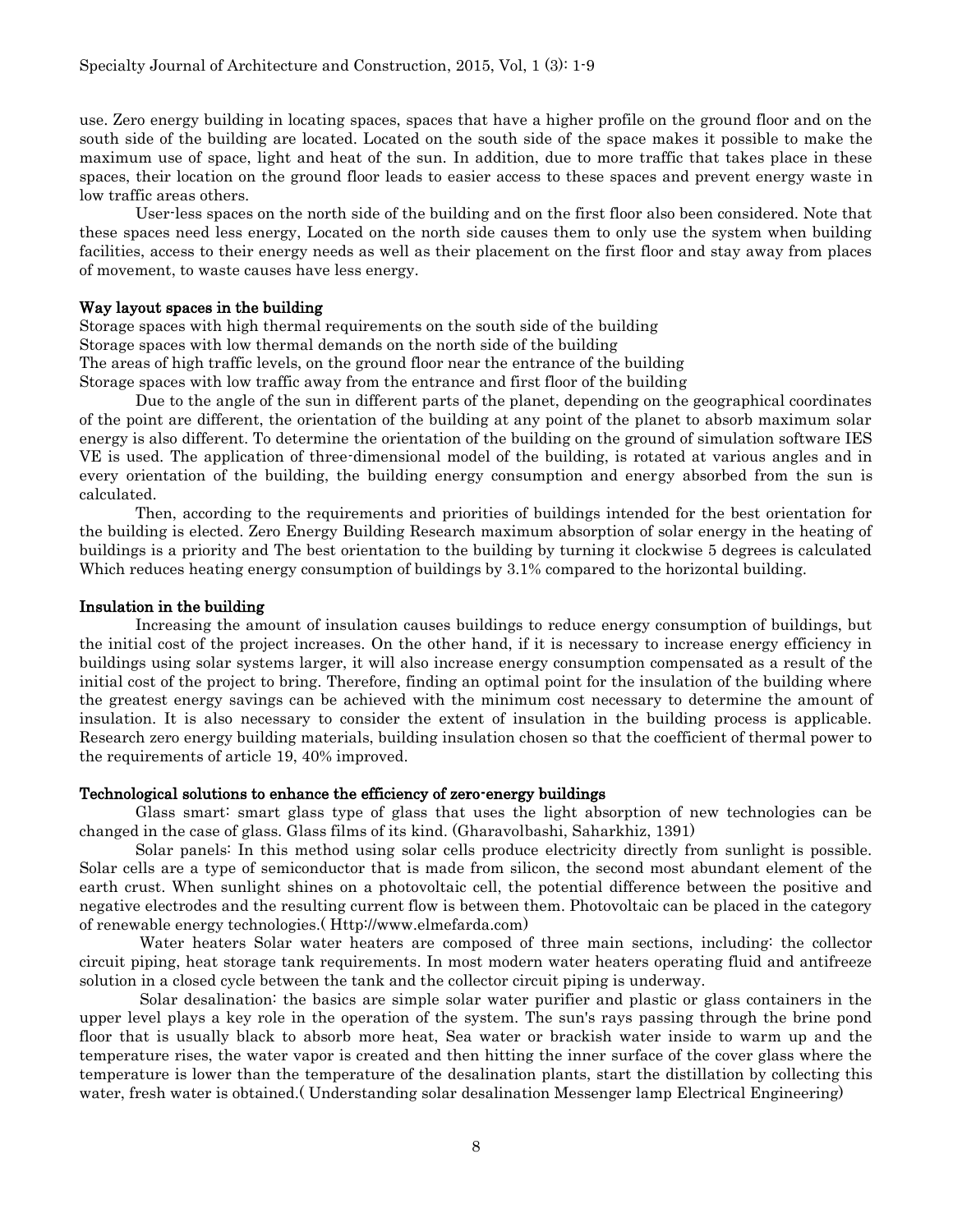use. Zero energy building in locating spaces, spaces that have a higher profile on the ground floor and on the south side of the building are located. Located on the south side of the space makes it possible to make the maximum use of space, light and heat of the sun. In addition, due to more traffic that takes place in these spaces, their location on the ground floor leads to easier access to these spaces and prevent energy waste in low traffic areas others.

User-less spaces on the north side of the building and on the first floor also been considered. Note that these spaces need less energy, Located on the north side causes them to only use the system when building facilities, access to their energy needs as well as their placement on the first floor and stay away from places of movement, to waste causes have less energy.

### Way layout spaces in the building

Storage spaces with high thermal requirements on the south side of the building
Storage spaces with low thermal demands on the north side of the building
The areas of high traffic levels, on the ground floor near the entrance of the building
Storage spaces with low traffic away from the entrance and first floor of the building

Due to the angle of the sun in different parts of the planet, depending on the geographical coordinates of the point are different, the orientation of the building at any point of the planet to absorb maximum solar energy is also different. To determine the orientation of the building on the ground of simulation software IES VE is used. The application of three-dimensional model of the building, is rotated at various angles and in every orientation of the building, the building energy consumption and energy absorbed from the sun is calculated.

Then, according to the requirements and priorities of buildings intended for the best orientation for the building is elected. Zero Energy Building Research maximum absorption of solar energy in the heating of buildings is a priority and The best orientation to the building by turning it clockwise 5 degrees is calculated Which reduces heating energy consumption of buildings by 3.1% compared to the horizontal building.

### Insulation in the building

Increasing the amount of insulation causes buildings to reduce energy consumption of buildings, but the initial cost of the project increases. On the other hand, if it is necessary to increase energy efficiency in buildings using solar systems larger, it will also increase energy consumption compensated as a result of the initial cost of the project to bring. Therefore, finding an optimal point for the insulation of the building where the greatest energy savings can be achieved with the minimum cost necessary to determine the amount of insulation. It is also necessary to consider the extent of insulation in the building process is applicable. Research zero energy building materials, building insulation chosen so that the coefficient of thermal power to the requirements of article 19, 40% improved.

### Technological solutions to enhance the efficiency of zero-energy buildings

Glass smart: smart glass type of glass that uses the light absorption of new technologies can be changed in the case of glass. Glass films of its kind. (Gharavolbashi, Saharkhiz, 1391)

Solar panels: In this method using solar cells produce electricity directly from sunlight is possible. Solar cells are a type of semiconductor that is made from silicon, the second most abundant element of the earth crust. When sunlight shines on a photovoltaic cell, the potential difference between the positive and negative electrodes and the resulting current flow is between them. Photovoltaic can be placed in the category of renewable energy technologies.( Http://www.elmefarda.com)

Water heaters Solar water heaters are composed of three main sections, including: the collector circuit piping, heat storage tank requirements. In most modern water heaters operating fluid and antifreeze solution in a closed cycle between the tank and the collector circuit piping is underway.

Solar desalination: the basics are simple solar water purifier and plastic or glass containers in the upper level plays a key role in the operation of the system. The sun's rays passing through the brine pond floor that is usually black to absorb more heat, Sea water or brackish water inside to warm up and the temperature rises, the water vapor is created and then hitting the inner surface of the cover glass where the temperature is lower than the temperature of the desalination plants, start the distillation by collecting this water, fresh water is obtained.( Understanding solar desalination Messenger lamp Electrical Engineering)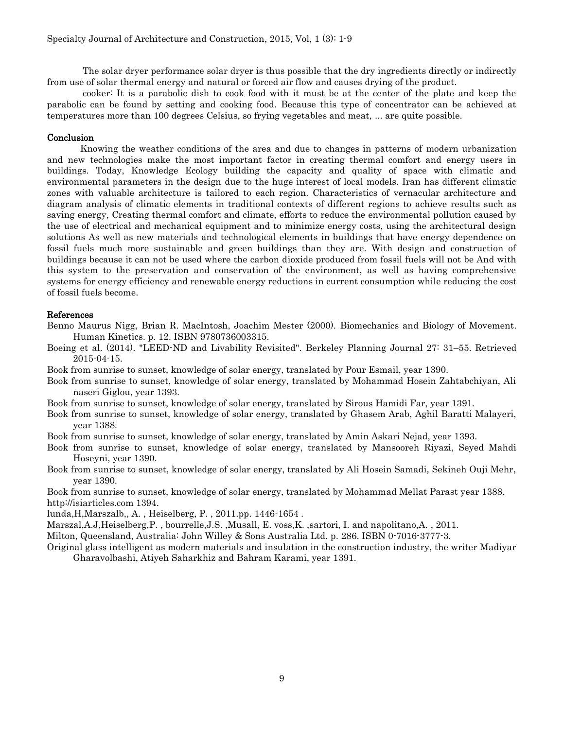The solar dryer performance solar dryer is thus possible that the dry ingredients directly or indirectly from use of solar thermal energy and natural or forced air flow and causes drying of the product.

cooker: It is a parabolic dish to cook food with it must be at the center of the plate and keep the parabolic can be found by setting and cooking food. Because this type of concentrator can be achieved at temperatures more than 100 degrees Celsius, so frying vegetables and meat, ... are quite possible.

## Conclusion

Knowing the weather conditions of the area and due to changes in patterns of modern urbanization and new technologies make the most important factor in creating thermal comfort and energy users in buildings. Today, Knowledge Ecology building the capacity and quality of space with climatic and environmental parameters in the design due to the huge interest of local models. Iran has different climatic zones with valuable architecture is tailored to each region. Characteristics of vernacular architecture and diagram analysis of climatic elements in traditional contexts of different regions to achieve results such as saving energy, Creating thermal comfort and climate, efforts to reduce the environmental pollution caused by the use of electrical and mechanical equipment and to minimize energy costs, using the architectural design solutions As well as new materials and technological elements in buildings that have energy dependence on fossil fuels much more sustainable and green buildings than they are. With design and construction of buildings because it can not be used where the carbon dioxide produced from fossil fuels will not be And with this system to the preservation and conservation of the environment, as well as having comprehensive systems for energy efficiency and renewable energy reductions in current consumption while reducing the cost of fossil fuels become.

## References

Benno Maurus Nigg, Brian R. MacIntosh, Joachim Mester (2000). Biomechanics and Biology of Movement. Human Kinetics. p. 12. ISBN 9780736003315.

Boeing et al. (2014). "LEED-ND and Livability Revisited". Berkeley Planning Journal 27: 31–55. Retrieved 2015-04-15.

Book from sunrise to sunset, knowledge of solar energy, translated by Pour Esmail, year 1390.

Book from sunrise to sunset, knowledge of solar energy, translated by Mohammad Hosein Zahtabchiyan, Ali naseri Giglou, year 1393.

Book from sunrise to sunset, knowledge of solar energy, translated by Sirous Hamidi Far, year 1391.

Book from sunrise to sunset, knowledge of solar energy, translated by Ghasem Arab, Aghil Baratti Malayeri, year 1388.

Book from sunrise to sunset, knowledge of solar energy, translated by Amin Askari Nejad, year 1393.

Book from sunrise to sunset, knowledge of solar energy, translated by Mansooreh Riyazi, Seyed Mahdi Hoseyni, year 1390.

Book from sunrise to sunset, knowledge of solar energy, translated by Ali Hosein Samadi, Sekineh Ouji Mehr, year 1390.

Book from sunrise to sunset, knowledge of solar energy, translated by Mohammad Mellat Parast year 1388.

http://isiarticles.com 1394.

lunda,H,Marszalb,, A. , Heiselberg, P. , 2011.pp. 1446-1654 .

Marszal,A.J,Heiselberg,P. , bourrelle,J.S. ,Musall, E. voss,K. ,sartori, I. and napolitano,A. , 2011.

Milton, Queensland, Australia: John Willey & Sons Australia Ltd. p. 286. ISBN 0-7016-3777-3.

Original glass intelligent as modern materials and insulation in the construction industry, the writer Madiyar Gharavolbashi, Atiyeh Saharkhiz and Bahram Karami, year 1391.